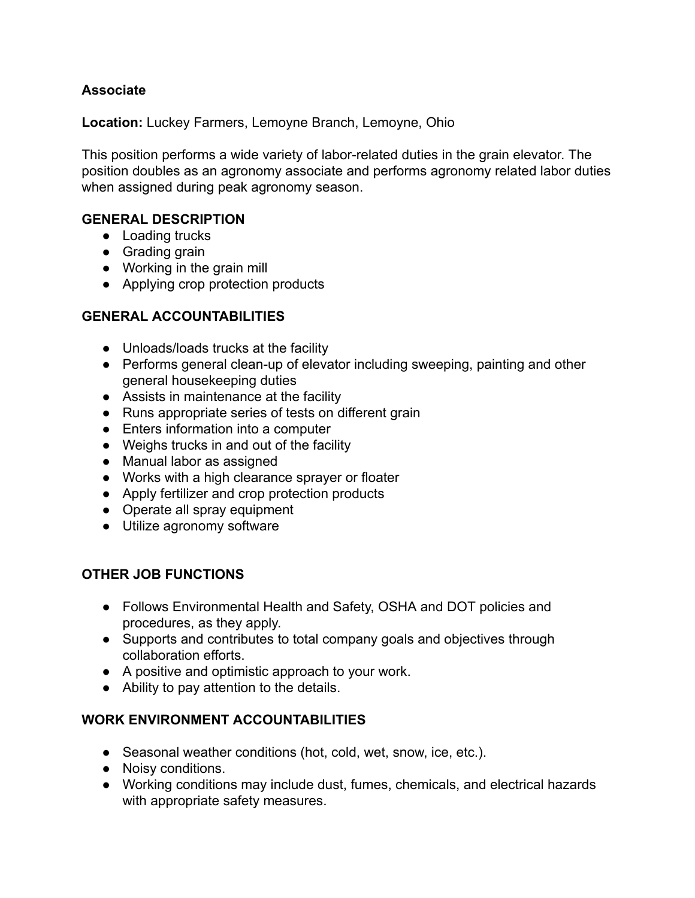**Associate**

**Location:** Luckey Farmers, Lemoyne Branch, Lemoyne, Ohio

This position performs a wide variety of labor-related duties in the grain elevator. The position doubles as an agronomy associate and performs agronomy related labor duties when assigned during peak agronomy season.

**GENERAL DESCRIPTION**

- Loading trucks
- Grading grain
- Working in the grain mill
- Applying crop protection products

**GENERAL ACCOUNTABILITIES**

- Unloads/loads trucks at the facility
- Performs general clean-up of elevator including sweeping, painting and other general housekeeping duties
- Assists in maintenance at the facility
- Runs appropriate series of tests on different grain
- Enters information into a computer
- Weighs trucks in and out of the facility
- Manual labor as assigned
- Works with a high clearance sprayer or floater
- Apply fertilizer and crop protection products
- Operate all spray equipment
- Utilize agronomy software

**OTHER JOB FUNCTIONS**

- Follows Environmental Health and Safety, OSHA and DOT policies and procedures, as they apply.
- Supports and contributes to total company goals and objectives through collaboration efforts.
- A positive and optimistic approach to your work.
- Ability to pay attention to the details.

**WORK ENVIRONMENT ACCOUNTABILITIES**

- Seasonal weather conditions (hot, cold, wet, snow, ice, etc.).
- Noisy conditions.
- Working conditions may include dust, fumes, chemicals, and electrical hazards with appropriate safety measures.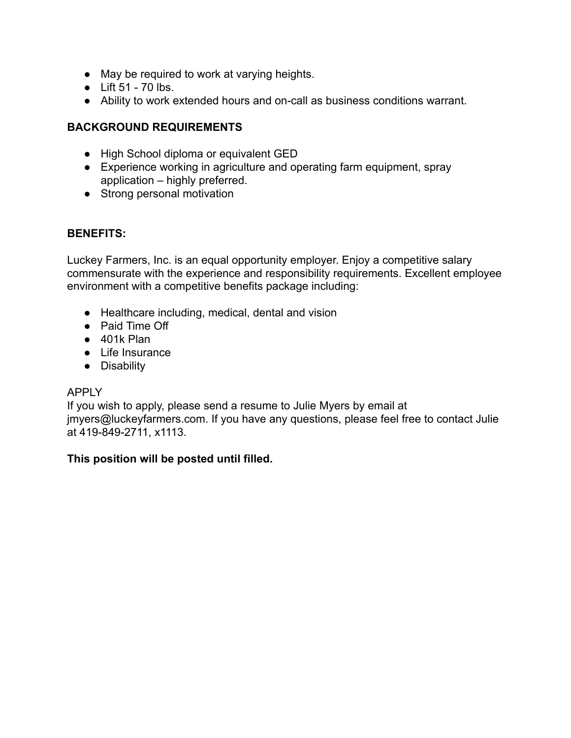- May be required to work at varying heights.
- Lift 51 - 70 lbs.
- Ability to work extended hours and on-call as business conditions warrant.

**BACKGROUND REQUIREMENTS**

- High School diploma or equivalent GED
- Experience working in agriculture and operating farm equipment, spray application – highly preferred.
- Strong personal motivation

**BENEFITS:**

Luckey Farmers, Inc. is an equal opportunity employer. Enjoy a competitive salary commensurate with the experience and responsibility requirements. Excellent employee environment with a competitive benefits package including:

- Healthcare including, medical, dental and vision
- Paid Time Off
- 401k Plan
- Life Insurance
- Disability

APPLY
If you wish to apply, please send a resume to Julie Myers by email at jmyers@luckeyfarmers.com. If you have any questions, please feel free to contact Julie at 419-849-2711, x1113.

**This position will be posted until filled.**